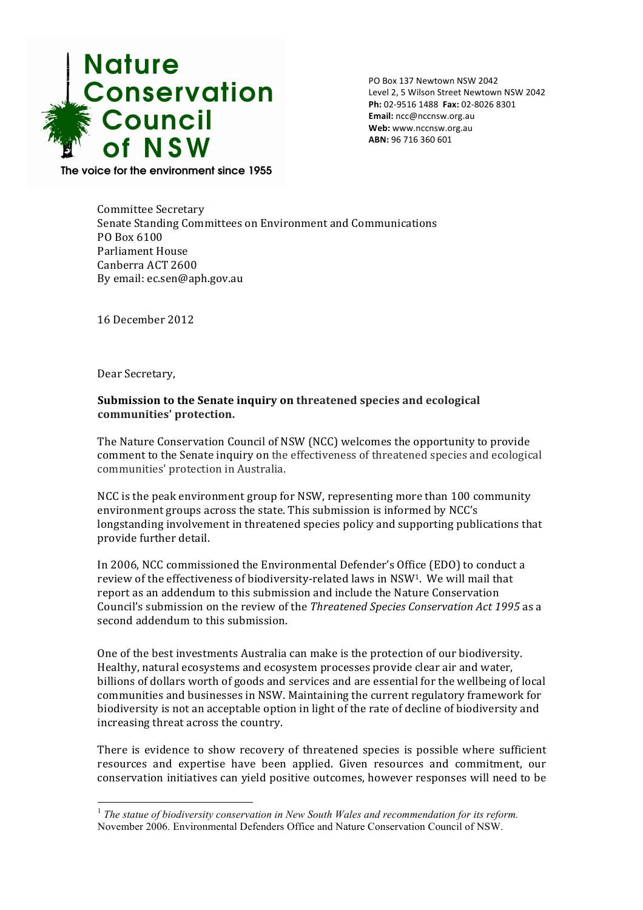**Nature Conservation Council of NSW**

The voice for the environment since 1955

PO Box 137 Newtown NSW 2042
Level 2, 5 Wilson Street Newtown NSW 2042
**Ph:** 02-9516 1488 **Fax:** 02-8026 8301
**Email:** ncc@nccnsw.org.au
**Web:** www.nccnsw.org.au
**ABN:** 96 716 360 601

Committee Secretary
Senate Standing Committees on Environment and Communications
PO Box 6100
Parliament House
Canberra ACT 2600
By email: ec.sen@aph.gov.au

16 December 2012

Dear Secretary,

**Submission to the Senate inquiry on threatened species and ecological communities' protection.**

The Nature Conservation Council of NSW (NCC) welcomes the opportunity to provide comment to the Senate inquiry on the effectiveness of threatened species and ecological communities' protection in Australia.

NCC is the peak environment group for NSW, representing more than 100 community environment groups across the state. This submission is informed by NCC's longstanding involvement in threatened species policy and supporting publications that provide further detail.

In 2006, NCC commissioned the Environmental Defender's Office (EDO) to conduct a review of the effectiveness of biodiversity-related laws in NSW[1]. We will mail that report as an addendum to this submission and include the Nature Conservation Council's submission on the review of the *Threatened Species Conservation Act 1995* as a second addendum to this submission.

One of the best investments Australia can make is the protection of our biodiversity. Healthy, natural ecosystems and ecosystem processes provide clear air and water, billions of dollars worth of goods and services and are essential for the wellbeing of local communities and businesses in NSW. Maintaining the current regulatory framework for biodiversity is not an acceptable option in light of the rate of decline of biodiversity and increasing threat across the country.

There is evidence to show recovery of threatened species is possible where sufficient resources and expertise have been applied. Given resources and commitment, our conservation initiatives can yield positive outcomes, however responses will need to be

[1] *The statue of biodiversity conservation in New South Wales and recommendation for its reform.* November 2006. Environmental Defenders Office and Nature Conservation Council of NSW.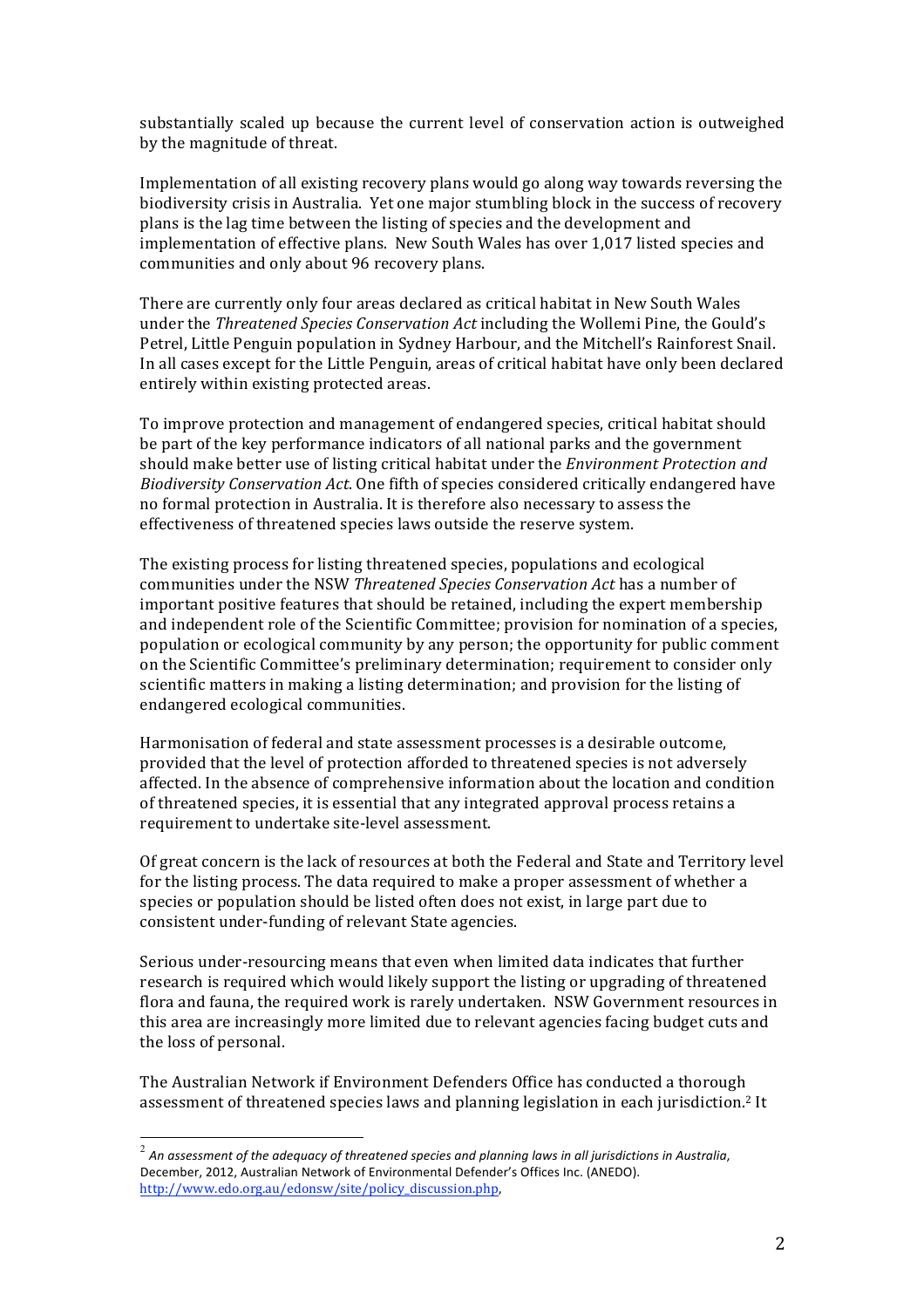substantially scaled up because the current level of conservation action is outweighed by the magnitude of threat.

Implementation of all existing recovery plans would go along way towards reversing the biodiversity crisis in Australia. Yet one major stumbling block in the success of recovery plans is the lag time between the listing of species and the development and implementation of effective plans. New South Wales has over 1,017 listed species and communities and only about 96 recovery plans.

There are currently only four areas declared as critical habitat in New South Wales under the *Threatened Species Conservation Act* including the Wollemi Pine, the Gould's Petrel, Little Penguin population in Sydney Harbour, and the Mitchell's Rainforest Snail. In all cases except for the Little Penguin, areas of critical habitat have only been declared entirely within existing protected areas.

To improve protection and management of endangered species, critical habitat should be part of the key performance indicators of all national parks and the government should make better use of listing critical habitat under the *Environment Protection and Biodiversity Conservation Act*. One fifth of species considered critically endangered have no formal protection in Australia. It is therefore also necessary to assess the effectiveness of threatened species laws outside the reserve system.

The existing process for listing threatened species, populations and ecological communities under the NSW *Threatened Species Conservation Act* has a number of important positive features that should be retained, including the expert membership and independent role of the Scientific Committee; provision for nomination of a species, population or ecological community by any person; the opportunity for public comment on the Scientific Committee's preliminary determination; requirement to consider only scientific matters in making a listing determination; and provision for the listing of endangered ecological communities.

Harmonisation of federal and state assessment processes is a desirable outcome, provided that the level of protection afforded to threatened species is not adversely affected. In the absence of comprehensive information about the location and condition of threatened species, it is essential that any integrated approval process retains a requirement to undertake site-level assessment.

Of great concern is the lack of resources at both the Federal and State and Territory level for the listing process. The data required to make a proper assessment of whether a species or population should be listed often does not exist, in large part due to consistent under-funding of relevant State agencies.

Serious under-resourcing means that even when limited data indicates that further research is required which would likely support the listing or upgrading of threatened flora and fauna, the required work is rarely undertaken. NSW Government resources in this area are increasingly more limited due to relevant agencies facing budget cuts and the loss of personal.

The Australian Network if Environment Defenders Office has conducted a thorough assessment of threatened species laws and planning legislation in each jurisdiction.[2] It

---

[2] *An assessment of the adequacy of threatened species and planning laws in all jurisdictions in Australia*, December, 2012, Australian Network of Environmental Defender's Offices Inc. (ANEDO). http://www.edo.org.au/edonsw/site/policy_discussion.php,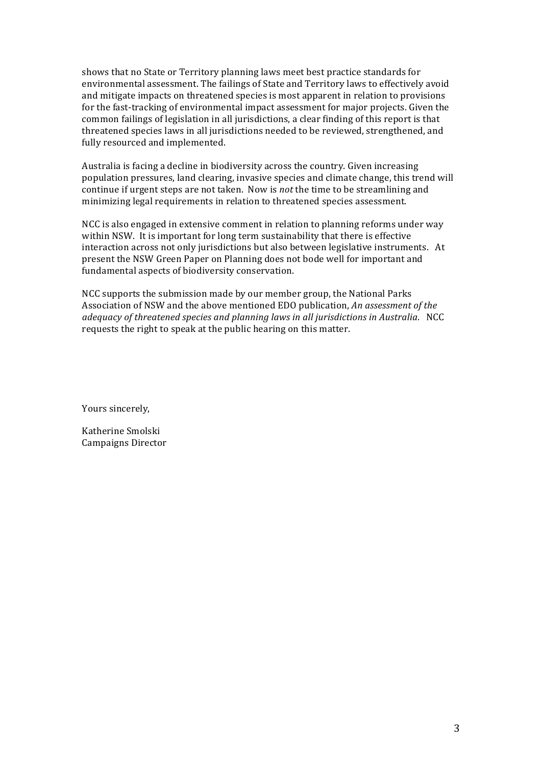shows that no State or Territory planning laws meet best practice standards for environmental assessment. The failings of State and Territory laws to effectively avoid and mitigate impacts on threatened species is most apparent in relation to provisions for the fast-tracking of environmental impact assessment for major projects. Given the common failings of legislation in all jurisdictions, a clear finding of this report is that threatened species laws in all jurisdictions needed to be reviewed, strengthened, and fully resourced and implemented.

Australia is facing a decline in biodiversity across the country. Given increasing population pressures, land clearing, invasive species and climate change, this trend will continue if urgent steps are not taken. Now is *not* the time to be streamlining and minimizing legal requirements in relation to threatened species assessment.

NCC is also engaged in extensive comment in relation to planning reforms under way within NSW. It is important for long term sustainability that there is effective interaction across not only jurisdictions but also between legislative instruments. At present the NSW Green Paper on Planning does not bode well for important and fundamental aspects of biodiversity conservation.

NCC supports the submission made by our member group, the National Parks Association of NSW and the above mentioned EDO publication, *An assessment of the adequacy of threatened species and planning laws in all jurisdictions in Australia*. NCC requests the right to speak at the public hearing on this matter.

Yours sincerely,

Katherine Smolski
Campaigns Director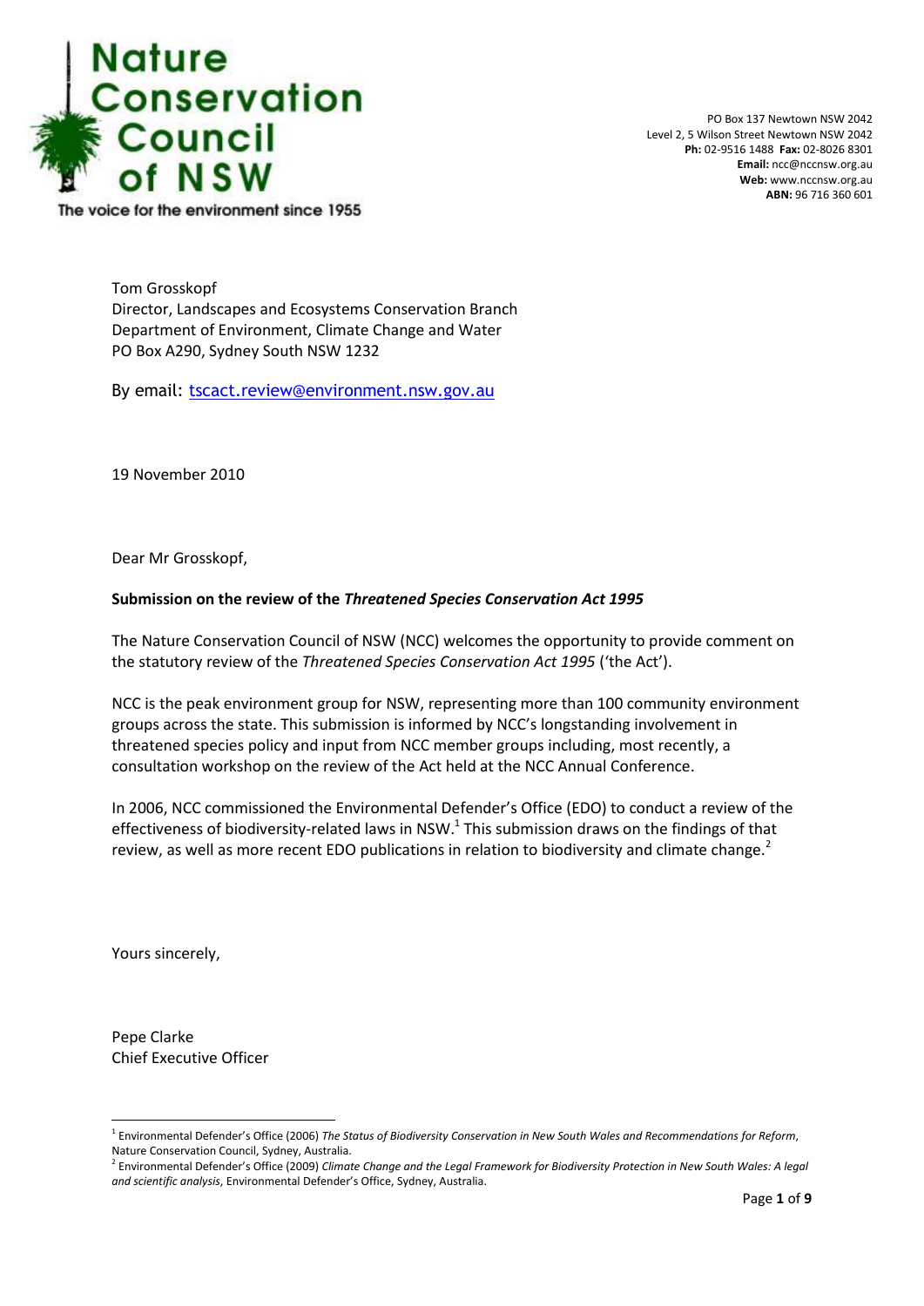# Nature Conservation Council of NSW

The voice for the environment since 1955

PO Box 137 Newtown NSW 2042
Level 2, 5 Wilson Street Newtown NSW 2042
**Ph:** 02-9516 1488 **Fax:** 02-8026 8301
**Email:** ncc@nccnsw.org.au
**Web:** www.nccnsw.org.au
**ABN:** 96 716 360 601

Tom Grosskopf
Director, Landscapes and Ecosystems Conservation Branch
Department of Environment, Climate Change and Water
PO Box A290, Sydney South NSW 1232

By email: tscact.review@environment.nsw.gov.au

19 November 2010

Dear Mr Grosskopf,

**Submission on the review of the *Threatened Species Conservation Act 1995***

The Nature Conservation Council of NSW (NCC) welcomes the opportunity to provide comment on the statutory review of the *Threatened Species Conservation Act 1995* ('the Act').

NCC is the peak environment group for NSW, representing more than 100 community environment groups across the state. This submission is informed by NCC's longstanding involvement in threatened species policy and input from NCC member groups including, most recently, a consultation workshop on the review of the Act held at the NCC Annual Conference.

In 2006, NCC commissioned the Environmental Defender's Office (EDO) to conduct a review of the effectiveness of biodiversity-related laws in NSW.[1] This submission draws on the findings of that review, as well as more recent EDO publications in relation to biodiversity and climate change.[2]

Yours sincerely,

Pepe Clarke
Chief Executive Officer

---

[1] Environmental Defender's Office (2006) *The Status of Biodiversity Conservation in New South Wales and Recommendations for Reform*, Nature Conservation Council, Sydney, Australia.

[2] Environmental Defender's Office (2009) *Climate Change and the Legal Framework for Biodiversity Protection in New South Wales: A legal and scientific analysis*, Environmental Defender's Office, Sydney, Australia.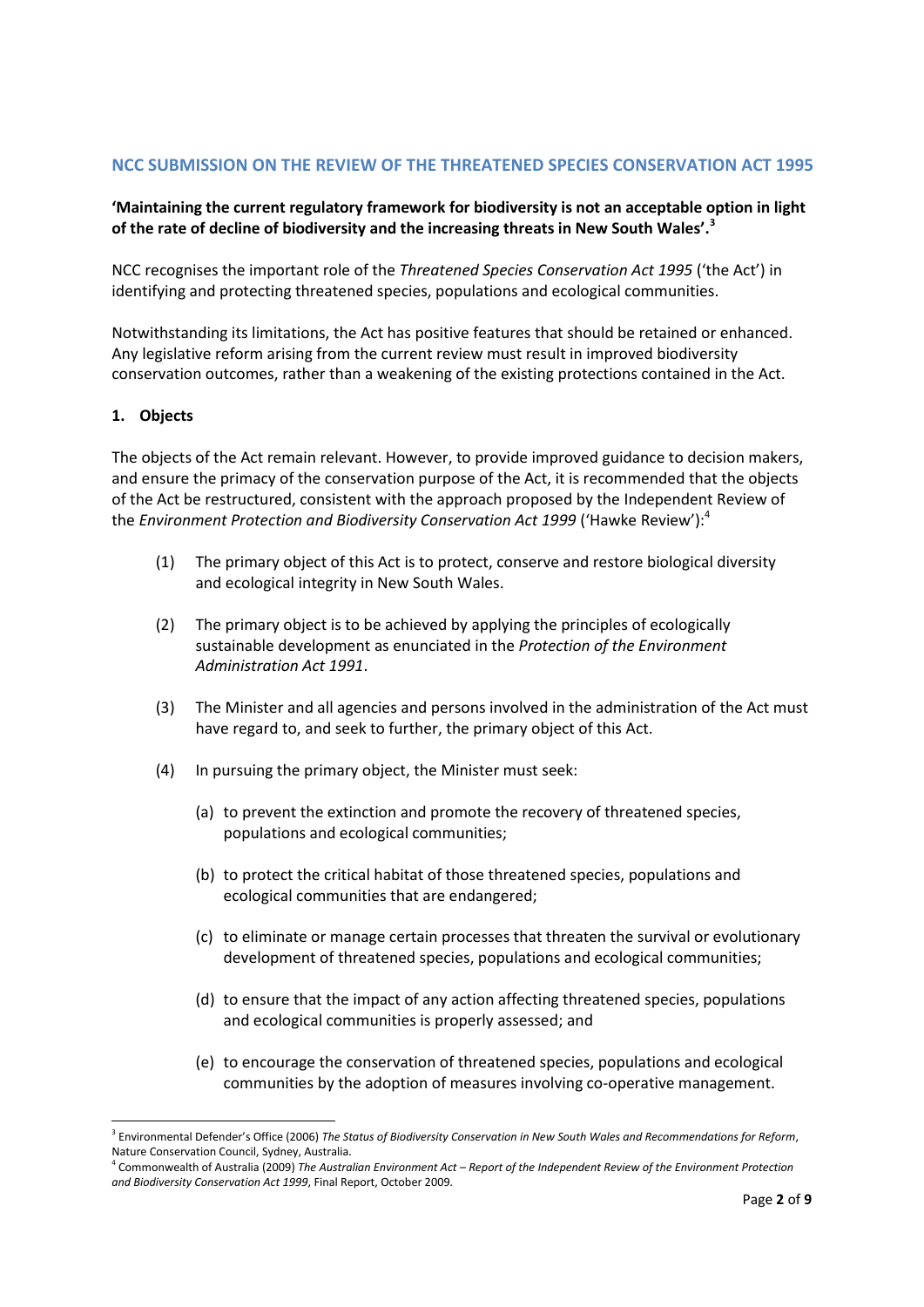## NCC SUBMISSION ON THE REVIEW OF THE THREATENED SPECIES CONSERVATION ACT 1995

**'Maintaining the current regulatory framework for biodiversity is not an acceptable option in light of the rate of decline of biodiversity and the increasing threats in New South Wales'.[3]**

NCC recognises the important role of the *Threatened Species Conservation Act 1995* ('the Act') in identifying and protecting threatened species, populations and ecological communities.

Notwithstanding its limitations, the Act has positive features that should be retained or enhanced. Any legislative reform arising from the current review must result in improved biodiversity conservation outcomes, rather than a weakening of the existing protections contained in the Act.

### 1. Objects

The objects of the Act remain relevant. However, to provide improved guidance to decision makers, and ensure the primacy of the conservation purpose of the Act, it is recommended that the objects of the Act be restructured, consistent with the approach proposed by the Independent Review of the *Environment Protection and Biodiversity Conservation Act 1999* ('Hawke Review'):[4]

(1) The primary object of this Act is to protect, conserve and restore biological diversity and ecological integrity in New South Wales.

(2) The primary object is to be achieved by applying the principles of ecologically sustainable development as enunciated in the *Protection of the Environment Administration Act 1991*.

(3) The Minister and all agencies and persons involved in the administration of the Act must have regard to, and seek to further, the primary object of this Act.

(4) In pursuing the primary object, the Minister must seek:

- (a) to prevent the extinction and promote the recovery of threatened species, populations and ecological communities;
- (b) to protect the critical habitat of those threatened species, populations and ecological communities that are endangered;
- (c) to eliminate or manage certain processes that threaten the survival or evolutionary development of threatened species, populations and ecological communities;
- (d) to ensure that the impact of any action affecting threatened species, populations and ecological communities is properly assessed; and
- (e) to encourage the conservation of threatened species, populations and ecological communities by the adoption of measures involving co-operative management.

---

[3] Environmental Defender's Office (2006) *The Status of Biodiversity Conservation in New South Wales and Recommendations for Reform*, Nature Conservation Council, Sydney, Australia.

[4] Commonwealth of Australia (2009) *The Australian Environment Act – Report of the Independent Review of the Environment Protection and Biodiversity Conservation Act 1999*, Final Report, October 2009.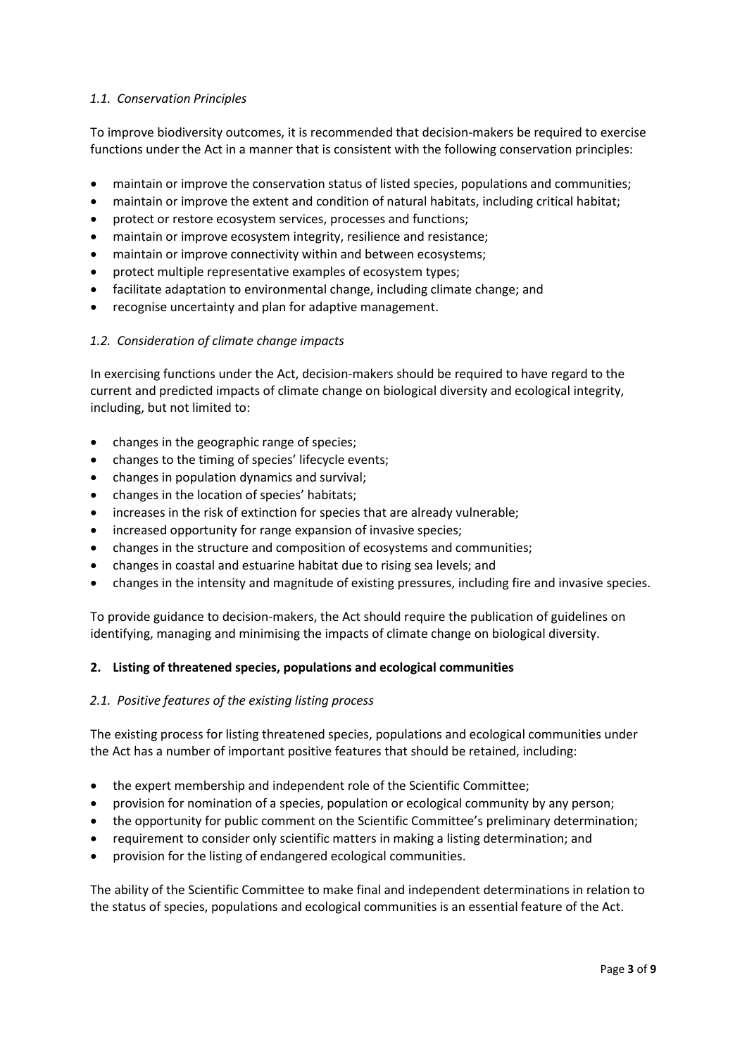### *1.1. Conservation Principles*

To improve biodiversity outcomes, it is recommended that decision-makers be required to exercise functions under the Act in a manner that is consistent with the following conservation principles:

- maintain or improve the conservation status of listed species, populations and communities;
- maintain or improve the extent and condition of natural habitats, including critical habitat;
- protect or restore ecosystem services, processes and functions;
- maintain or improve ecosystem integrity, resilience and resistance;
- maintain or improve connectivity within and between ecosystems;
- protect multiple representative examples of ecosystem types;
- facilitate adaptation to environmental change, including climate change; and
- recognise uncertainty and plan for adaptive management.

### *1.2. Consideration of climate change impacts*

In exercising functions under the Act, decision-makers should be required to have regard to the current and predicted impacts of climate change on biological diversity and ecological integrity, including, but not limited to:

- changes in the geographic range of species;
- changes to the timing of species' lifecycle events;
- changes in population dynamics and survival;
- changes in the location of species' habitats;
- increases in the risk of extinction for species that are already vulnerable;
- increased opportunity for range expansion of invasive species;
- changes in the structure and composition of ecosystems and communities;
- changes in coastal and estuarine habitat due to rising sea levels; and
- changes in the intensity and magnitude of existing pressures, including fire and invasive species.

To provide guidance to decision-makers, the Act should require the publication of guidelines on identifying, managing and minimising the impacts of climate change on biological diversity.

## **2. Listing of threatened species, populations and ecological communities**

### *2.1. Positive features of the existing listing process*

The existing process for listing threatened species, populations and ecological communities under the Act has a number of important positive features that should be retained, including:

- the expert membership and independent role of the Scientific Committee;
- provision for nomination of a species, population or ecological community by any person;
- the opportunity for public comment on the Scientific Committee's preliminary determination;
- requirement to consider only scientific matters in making a listing determination; and
- provision for the listing of endangered ecological communities.

The ability of the Scientific Committee to make final and independent determinations in relation to the status of species, populations and ecological communities is an essential feature of the Act.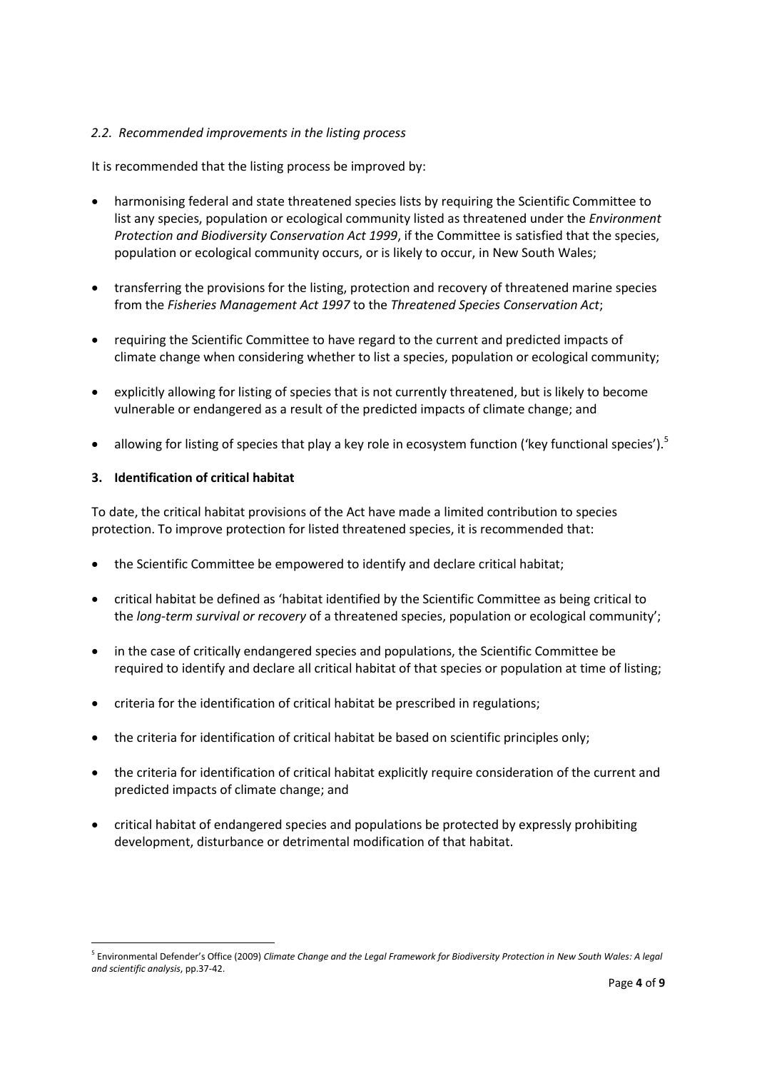### *2.2. Recommended improvements in the listing process*

It is recommended that the listing process be improved by:

- harmonising federal and state threatened species lists by requiring the Scientific Committee to list any species, population or ecological community listed as threatened under the *Environment Protection and Biodiversity Conservation Act 1999*, if the Committee is satisfied that the species, population or ecological community occurs, or is likely to occur, in New South Wales;
- transferring the provisions for the listing, protection and recovery of threatened marine species from the *Fisheries Management Act 1997* to the *Threatened Species Conservation Act*;
- requiring the Scientific Committee to have regard to the current and predicted impacts of climate change when considering whether to list a species, population or ecological community;
- explicitly allowing for listing of species that is not currently threatened, but is likely to become vulnerable or endangered as a result of the predicted impacts of climate change; and
- allowing for listing of species that play a key role in ecosystem function ('key functional species').[5]

## 3. Identification of critical habitat

To date, the critical habitat provisions of the Act have made a limited contribution to species protection. To improve protection for listed threatened species, it is recommended that:

- the Scientific Committee be empowered to identify and declare critical habitat;
- critical habitat be defined as 'habitat identified by the Scientific Committee as being critical to the *long-term survival or recovery* of a threatened species, population or ecological community';
- in the case of critically endangered species and populations, the Scientific Committee be required to identify and declare all critical habitat of that species or population at time of listing;
- criteria for the identification of critical habitat be prescribed in regulations;
- the criteria for identification of critical habitat be based on scientific principles only;
- the criteria for identification of critical habitat explicitly require consideration of the current and predicted impacts of climate change; and
- critical habitat of endangered species and populations be protected by expressly prohibiting development, disturbance or detrimental modification of that habitat.

---

[5] Environmental Defender's Office (2009) *Climate Change and the Legal Framework for Biodiversity Protection in New South Wales: A legal and scientific analysis*, pp.37-42.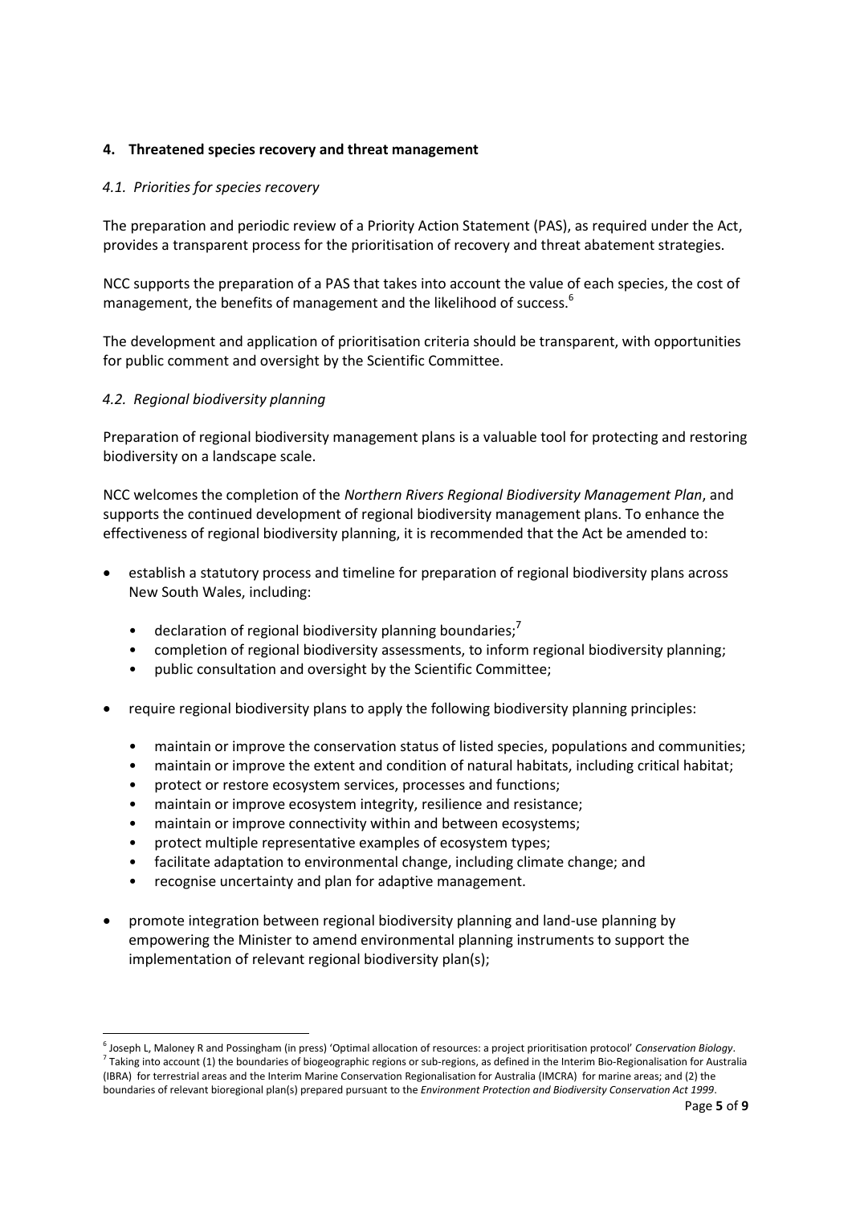## 4. Threatened species recovery and threat management

### *4.1. Priorities for species recovery*

The preparation and periodic review of a Priority Action Statement (PAS), as required under the Act, provides a transparent process for the prioritisation of recovery and threat abatement strategies.

NCC supports the preparation of a PAS that takes into account the value of each species, the cost of management, the benefits of management and the likelihood of success.[6]

The development and application of prioritisation criteria should be transparent, with opportunities for public comment and oversight by the Scientific Committee.

### *4.2. Regional biodiversity planning*

Preparation of regional biodiversity management plans is a valuable tool for protecting and restoring biodiversity on a landscape scale.

NCC welcomes the completion of the *Northern Rivers Regional Biodiversity Management Plan*, and supports the continued development of regional biodiversity management plans. To enhance the effectiveness of regional biodiversity planning, it is recommended that the Act be amended to:

- establish a statutory process and timeline for preparation of regional biodiversity plans across New South Wales, including:
    - declaration of regional biodiversity planning boundaries;[7]
    - completion of regional biodiversity assessments, to inform regional biodiversity planning;
    - public consultation and oversight by the Scientific Committee;
- require regional biodiversity plans to apply the following biodiversity planning principles:
    - maintain or improve the conservation status of listed species, populations and communities;
    - maintain or improve the extent and condition of natural habitats, including critical habitat;
    - protect or restore ecosystem services, processes and functions;
    - maintain or improve ecosystem integrity, resilience and resistance;
    - maintain or improve connectivity within and between ecosystems;
    - protect multiple representative examples of ecosystem types;
    - facilitate adaptation to environmental change, including climate change; and
    - recognise uncertainty and plan for adaptive management.
- promote integration between regional biodiversity planning and land-use planning by empowering the Minister to amend environmental planning instruments to support the implementation of relevant regional biodiversity plan(s);

---

[6] Joseph L, Maloney R and Possingham (in press) 'Optimal allocation of resources: a project prioritisation protocol' *Conservation Biology*.

[7] Taking into account (1) the boundaries of biogeographic regions or sub-regions, as defined in the Interim Bio-Regionalisation for Australia (IBRA) for terrestrial areas and the Interim Marine Conservation Regionalisation for Australia (IMCRA) for marine areas; and (2) the boundaries of relevant bioregional plan(s) prepared pursuant to the *Environment Protection and Biodiversity Conservation Act 1999*.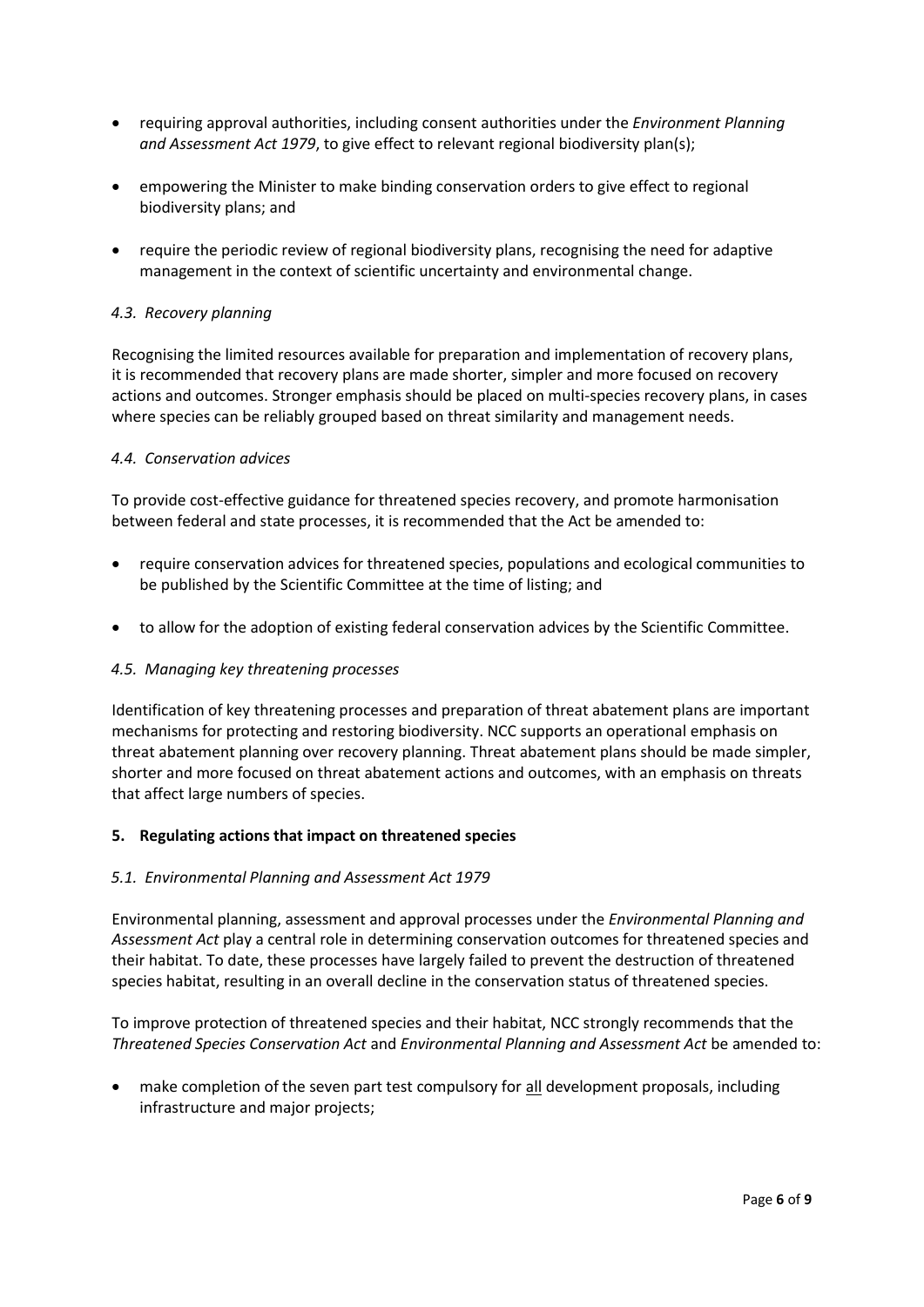- requiring approval authorities, including consent authorities under the *Environment Planning and Assessment Act 1979*, to give effect to relevant regional biodiversity plan(s);
- empowering the Minister to make binding conservation orders to give effect to regional biodiversity plans; and
- require the periodic review of regional biodiversity plans, recognising the need for adaptive management in the context of scientific uncertainty and environmental change.

### *4.3. Recovery planning*

Recognising the limited resources available for preparation and implementation of recovery plans, it is recommended that recovery plans are made shorter, simpler and more focused on recovery actions and outcomes. Stronger emphasis should be placed on multi-species recovery plans, in cases where species can be reliably grouped based on threat similarity and management needs.

### *4.4. Conservation advices*

To provide cost-effective guidance for threatened species recovery, and promote harmonisation between federal and state processes, it is recommended that the Act be amended to:

- require conservation advices for threatened species, populations and ecological communities to be published by the Scientific Committee at the time of listing; and
- to allow for the adoption of existing federal conservation advices by the Scientific Committee.

### *4.5. Managing key threatening processes*

Identification of key threatening processes and preparation of threat abatement plans are important mechanisms for protecting and restoring biodiversity. NCC supports an operational emphasis on threat abatement planning over recovery planning. Threat abatement plans should be made simpler, shorter and more focused on threat abatement actions and outcomes, with an emphasis on threats that affect large numbers of species.

## **5. Regulating actions that impact on threatened species**

### *5.1. Environmental Planning and Assessment Act 1979*

Environmental planning, assessment and approval processes under the *Environmental Planning and Assessment Act* play a central role in determining conservation outcomes for threatened species and their habitat. To date, these processes have largely failed to prevent the destruction of threatened species habitat, resulting in an overall decline in the conservation status of threatened species.

To improve protection of threatened species and their habitat, NCC strongly recommends that the *Threatened Species Conservation Act* and *Environmental Planning and Assessment Act* be amended to:

- make completion of the seven part test compulsory for <u>all</u> development proposals, including infrastructure and major projects;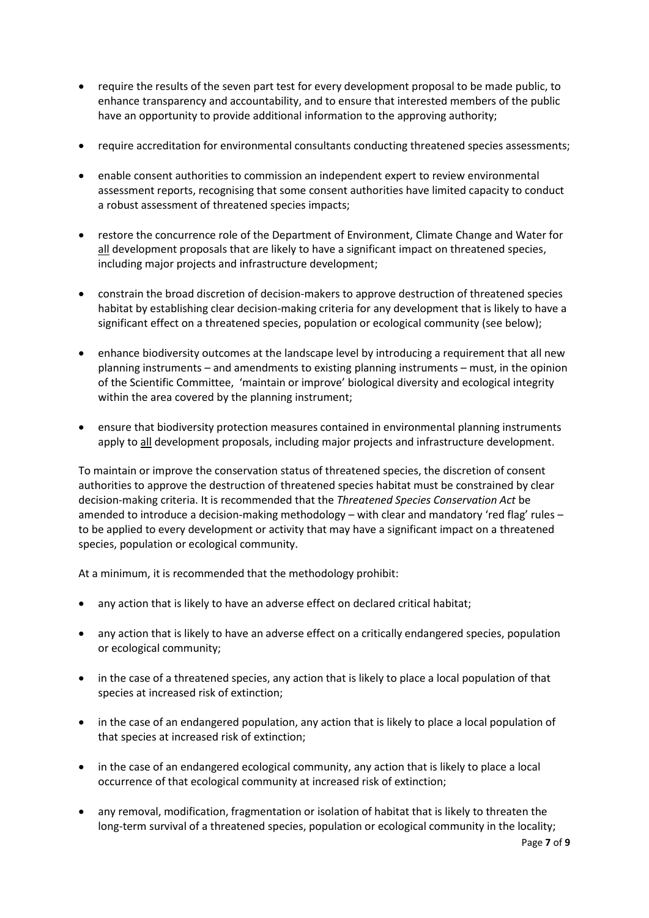- require the results of the seven part test for every development proposal to be made public, to enhance transparency and accountability, and to ensure that interested members of the public have an opportunity to provide additional information to the approving authority;

- require accreditation for environmental consultants conducting threatened species assessments;

- enable consent authorities to commission an independent expert to review environmental assessment reports, recognising that some consent authorities have limited capacity to conduct a robust assessment of threatened species impacts;

- restore the concurrence role of the Department of Environment, Climate Change and Water for <u>all</u> development proposals that are likely to have a significant impact on threatened species, including major projects and infrastructure development;

- constrain the broad discretion of decision-makers to approve destruction of threatened species habitat by establishing clear decision-making criteria for any development that is likely to have a significant effect on a threatened species, population or ecological community (see below);

- enhance biodiversity outcomes at the landscape level by introducing a requirement that all new planning instruments – and amendments to existing planning instruments – must, in the opinion of the Scientific Committee, 'maintain or improve' biological diversity and ecological integrity within the area covered by the planning instrument;

- ensure that biodiversity protection measures contained in environmental planning instruments apply to <u>all</u> development proposals, including major projects and infrastructure development.

To maintain or improve the conservation status of threatened species, the discretion of consent authorities to approve the destruction of threatened species habitat must be constrained by clear decision-making criteria. It is recommended that the *Threatened Species Conservation Act* be amended to introduce a decision-making methodology – with clear and mandatory 'red flag' rules – to be applied to every development or activity that may have a significant impact on a threatened species, population or ecological community.

At a minimum, it is recommended that the methodology prohibit:

- any action that is likely to have an adverse effect on declared critical habitat;

- any action that is likely to have an adverse effect on a critically endangered species, population or ecological community;

- in the case of a threatened species, any action that is likely to place a local population of that species at increased risk of extinction;

- in the case of an endangered population, any action that is likely to place a local population of that species at increased risk of extinction;

- in the case of an endangered ecological community, any action that is likely to place a local occurrence of that ecological community at increased risk of extinction;

- any removal, modification, fragmentation or isolation of habitat that is likely to threaten the long-term survival of a threatened species, population or ecological community in the locality;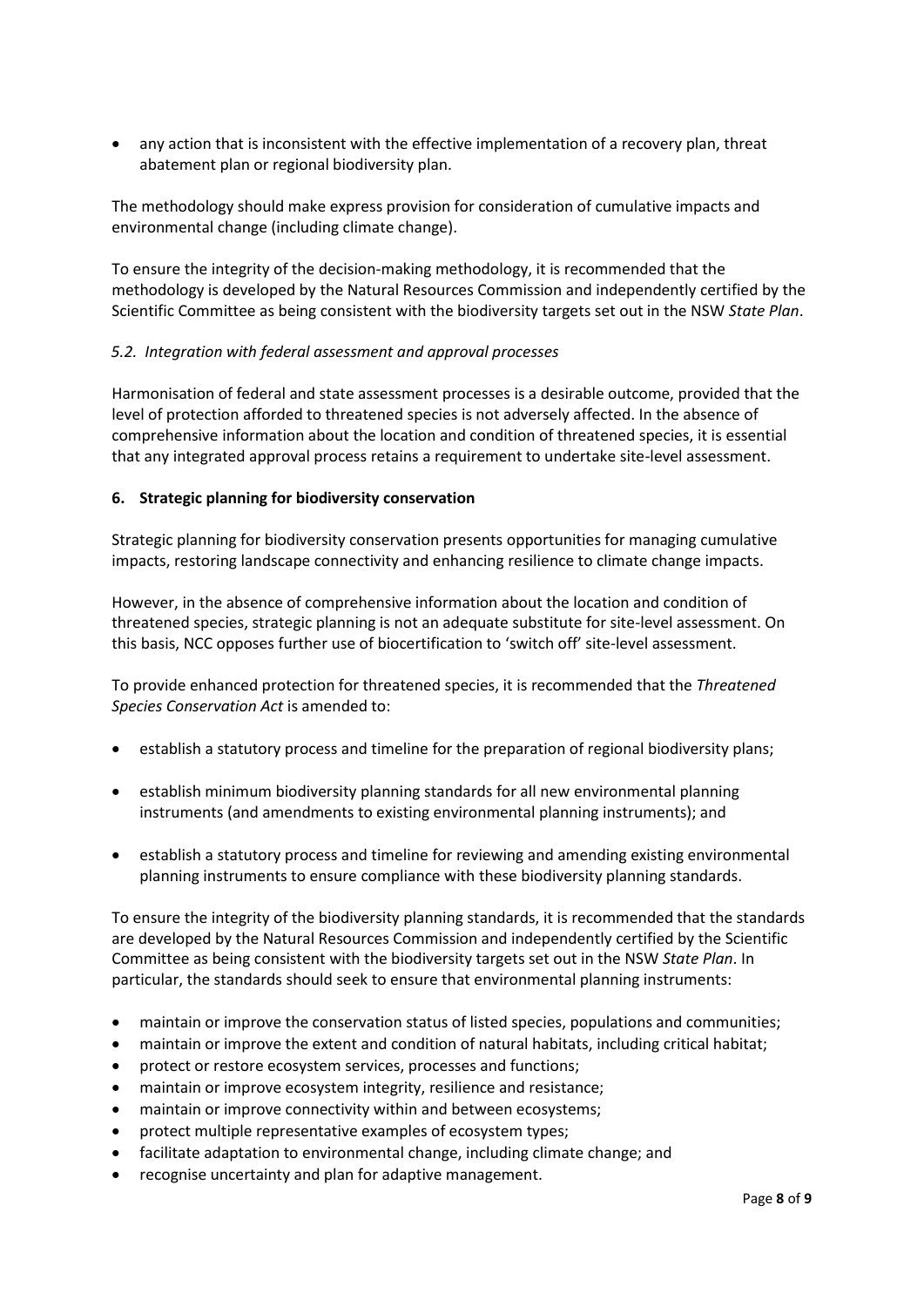- any action that is inconsistent with the effective implementation of a recovery plan, threat abatement plan or regional biodiversity plan.

The methodology should make express provision for consideration of cumulative impacts and environmental change (including climate change).

To ensure the integrity of the decision-making methodology, it is recommended that the methodology is developed by the Natural Resources Commission and independently certified by the Scientific Committee as being consistent with the biodiversity targets set out in the NSW *State Plan*.

### *5.2. Integration with federal assessment and approval processes*

Harmonisation of federal and state assessment processes is a desirable outcome, provided that the level of protection afforded to threatened species is not adversely affected. In the absence of comprehensive information about the location and condition of threatened species, it is essential that any integrated approval process retains a requirement to undertake site-level assessment.

## 6. Strategic planning for biodiversity conservation

Strategic planning for biodiversity conservation presents opportunities for managing cumulative impacts, restoring landscape connectivity and enhancing resilience to climate change impacts.

However, in the absence of comprehensive information about the location and condition of threatened species, strategic planning is not an adequate substitute for site-level assessment. On this basis, NCC opposes further use of biocertification to 'switch off' site-level assessment.

To provide enhanced protection for threatened species, it is recommended that the *Threatened Species Conservation Act* is amended to:

- establish a statutory process and timeline for the preparation of regional biodiversity plans;
- establish minimum biodiversity planning standards for all new environmental planning instruments (and amendments to existing environmental planning instruments); and
- establish a statutory process and timeline for reviewing and amending existing environmental planning instruments to ensure compliance with these biodiversity planning standards.

To ensure the integrity of the biodiversity planning standards, it is recommended that the standards are developed by the Natural Resources Commission and independently certified by the Scientific Committee as being consistent with the biodiversity targets set out in the NSW *State Plan*. In particular, the standards should seek to ensure that environmental planning instruments:

- maintain or improve the conservation status of listed species, populations and communities;
- maintain or improve the extent and condition of natural habitats, including critical habitat;
- protect or restore ecosystem services, processes and functions;
- maintain or improve ecosystem integrity, resilience and resistance;
- maintain or improve connectivity within and between ecosystems;
- protect multiple representative examples of ecosystem types;
- facilitate adaptation to environmental change, including climate change; and
- recognise uncertainty and plan for adaptive management.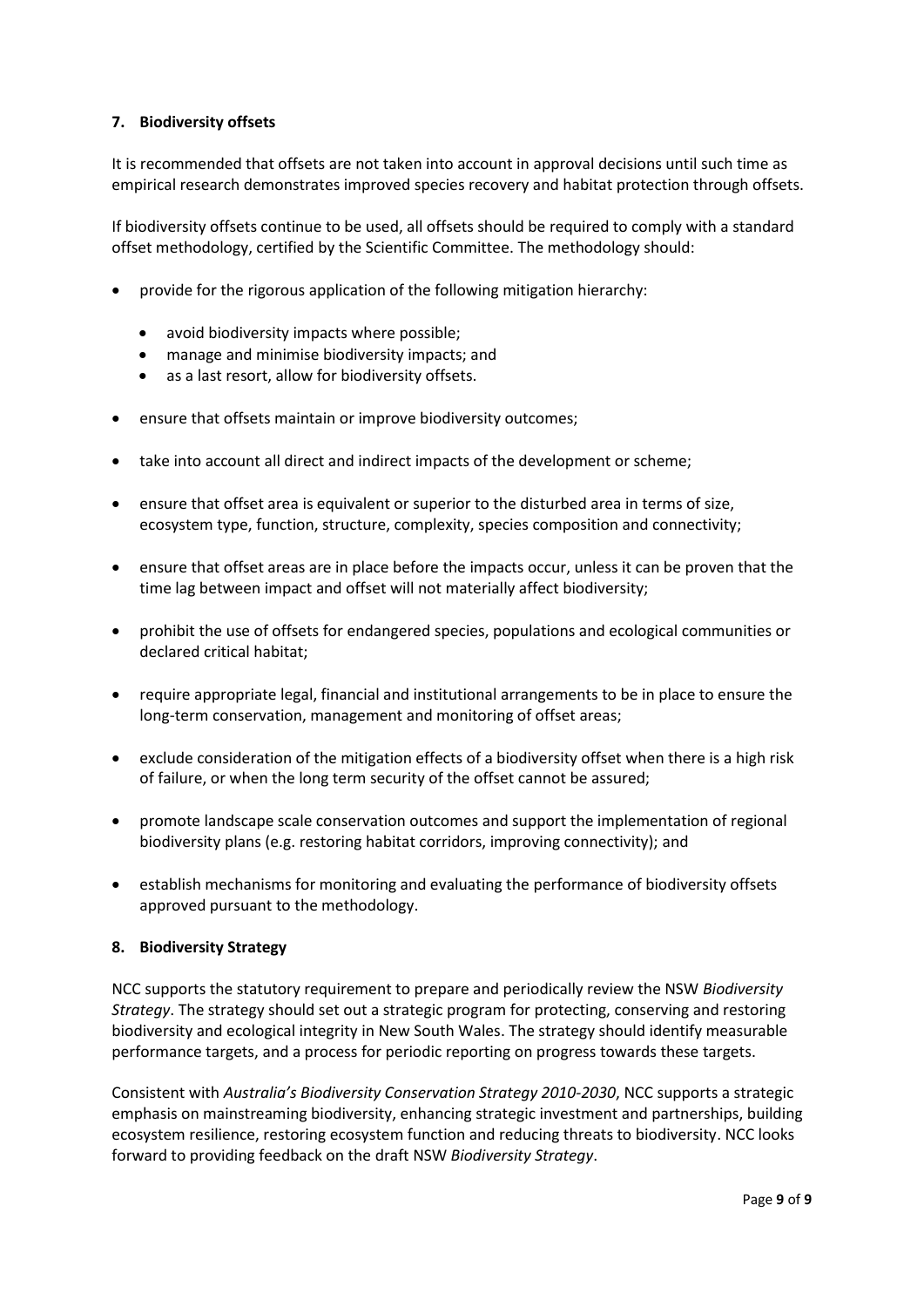### 7. Biodiversity offsets

It is recommended that offsets are not taken into account in approval decisions until such time as empirical research demonstrates improved species recovery and habitat protection through offsets.

If biodiversity offsets continue to be used, all offsets should be required to comply with a standard offset methodology, certified by the Scientific Committee. The methodology should:

- provide for the rigorous application of the following mitigation hierarchy:
  - avoid biodiversity impacts where possible;
  - manage and minimise biodiversity impacts; and
  - as a last resort, allow for biodiversity offsets.
- ensure that offsets maintain or improve biodiversity outcomes;
- take into account all direct and indirect impacts of the development or scheme;
- ensure that offset area is equivalent or superior to the disturbed area in terms of size, ecosystem type, function, structure, complexity, species composition and connectivity;
- ensure that offset areas are in place before the impacts occur, unless it can be proven that the time lag between impact and offset will not materially affect biodiversity;
- prohibit the use of offsets for endangered species, populations and ecological communities or declared critical habitat;
- require appropriate legal, financial and institutional arrangements to be in place to ensure the long-term conservation, management and monitoring of offset areas;
- exclude consideration of the mitigation effects of a biodiversity offset when there is a high risk of failure, or when the long term security of the offset cannot be assured;
- promote landscape scale conservation outcomes and support the implementation of regional biodiversity plans (e.g. restoring habitat corridors, improving connectivity); and
- establish mechanisms for monitoring and evaluating the performance of biodiversity offsets approved pursuant to the methodology.

### 8. Biodiversity Strategy

NCC supports the statutory requirement to prepare and periodically review the NSW *Biodiversity Strategy*. The strategy should set out a strategic program for protecting, conserving and restoring biodiversity and ecological integrity in New South Wales. The strategy should identify measurable performance targets, and a process for periodic reporting on progress towards these targets.

Consistent with *Australia's Biodiversity Conservation Strategy 2010-2030*, NCC supports a strategic emphasis on mainstreaming biodiversity, enhancing strategic investment and partnerships, building ecosystem resilience, restoring ecosystem function and reducing threats to biodiversity. NCC looks forward to providing feedback on the draft NSW *Biodiversity Strategy*.